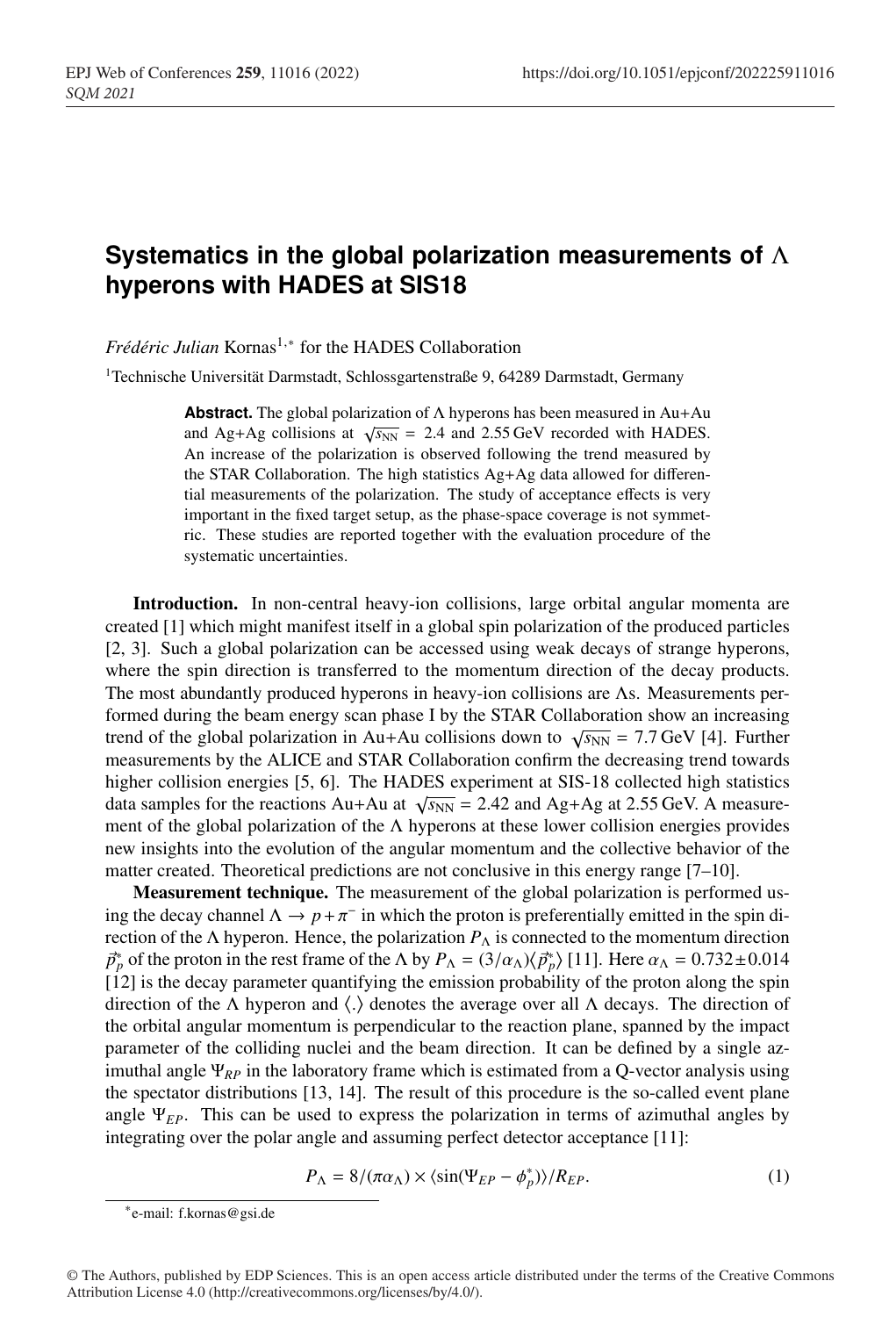# Systematics in the global polarization measurements of $\Lambda$ hyperons with HADES at SIS18

*Frédéric Julian* Kornas[1,*] for the HADES Collaboration

[1]Technische Universität Darmstadt, Schlossgartenstraße 9, 64289 Darmstadt, Germany

**Abstract.** The global polarization of $\Lambda$ hyperons has been measured in Au+Au and Ag+Ag collisions at $\sqrt{s_{\mathrm{NN}}}$ = 2.4 and 2.55 GeV recorded with HADES. An increase of the polarization is observed following the trend measured by the STAR Collaboration. The high statistics Ag+Ag data allowed for differential measurements of the polarization. The study of acceptance effects is very important in the fixed target setup, as the phase-space coverage is not symmetric. These studies are reported together with the evaluation procedure of the systematic uncertainties.

**Introduction.** In non-central heavy-ion collisions, large orbital angular momenta are created [1] which might manifest itself in a global spin polarization of the produced particles [2, 3]. Such a global polarization can be accessed using weak decays of strange hyperons, where the spin direction is transferred to the momentum direction of the decay products. The most abundantly produced hyperons in heavy-ion collisions are $\Lambda$s. Measurements performed during the beam energy scan phase I by the STAR Collaboration show an increasing trend of the global polarization in Au+Au collisions down to $\sqrt{s_{\mathrm{NN}}}$ = 7.7 GeV [4]. Further measurements by the ALICE and STAR Collaboration confirm the decreasing trend towards higher collision energies [5, 6]. The HADES experiment at SIS-18 collected high statistics data samples for the reactions Au+Au at $\sqrt{s_{\mathrm{NN}}}$ = 2.42 and Ag+Ag at 2.55 GeV. A measurement of the global polarization of the $\Lambda$ hyperons at these lower collision energies provides new insights into the evolution of the angular momentum and the collective behavior of the matter created. Theoretical predictions are not conclusive in this energy range [7–10].

**Measurement technique.** The measurement of the global polarization is performed using the decay channel $\Lambda \rightarrow p + \pi^-$ in which the proton is preferentially emitted in the spin direction of the $\Lambda$ hyperon. Hence, the polarization $P_\Lambda$ is connected to the momentum direction $\vec{p}_p^*$ of the proton in the rest frame of the $\Lambda$ by $P_\Lambda = (3/\alpha_\Lambda)\langle \vec{p}_p^* \rangle$ [11]. Here $\alpha_\Lambda = 0.732 \pm 0.014$ [12] is the decay parameter quantifying the emission probability of the proton along the spin direction of the $\Lambda$ hyperon and $\langle . \rangle$ denotes the average over all $\Lambda$ decays. The direction of the orbital angular momentum is perpendicular to the reaction plane, spanned by the impact parameter of the colliding nuclei and the beam direction. It can be defined by a single azimuthal angle $\Psi_{RP}$ in the laboratory frame which is estimated from a Q-vector analysis using the spectator distributions [13, 14]. The result of this procedure is the so-called event plane angle $\Psi_{EP}$. This can be used to express the polarization in terms of azimuthal angles by integrating over the polar angle and assuming perfect detector acceptance [11]:

$$P_\Lambda = 8/(\pi\alpha_\Lambda) \times \langle \sin(\Psi_{EP} - \phi_p^*) \rangle / R_{EP}. \tag{1}$$

[*]e-mail: f.kornas@gsi.de

© The Authors, published by EDP Sciences. This is an open access article distributed under the terms of the Creative Commons Attribution License 4.0 (http://creativecommons.org/licenses/by/4.0/).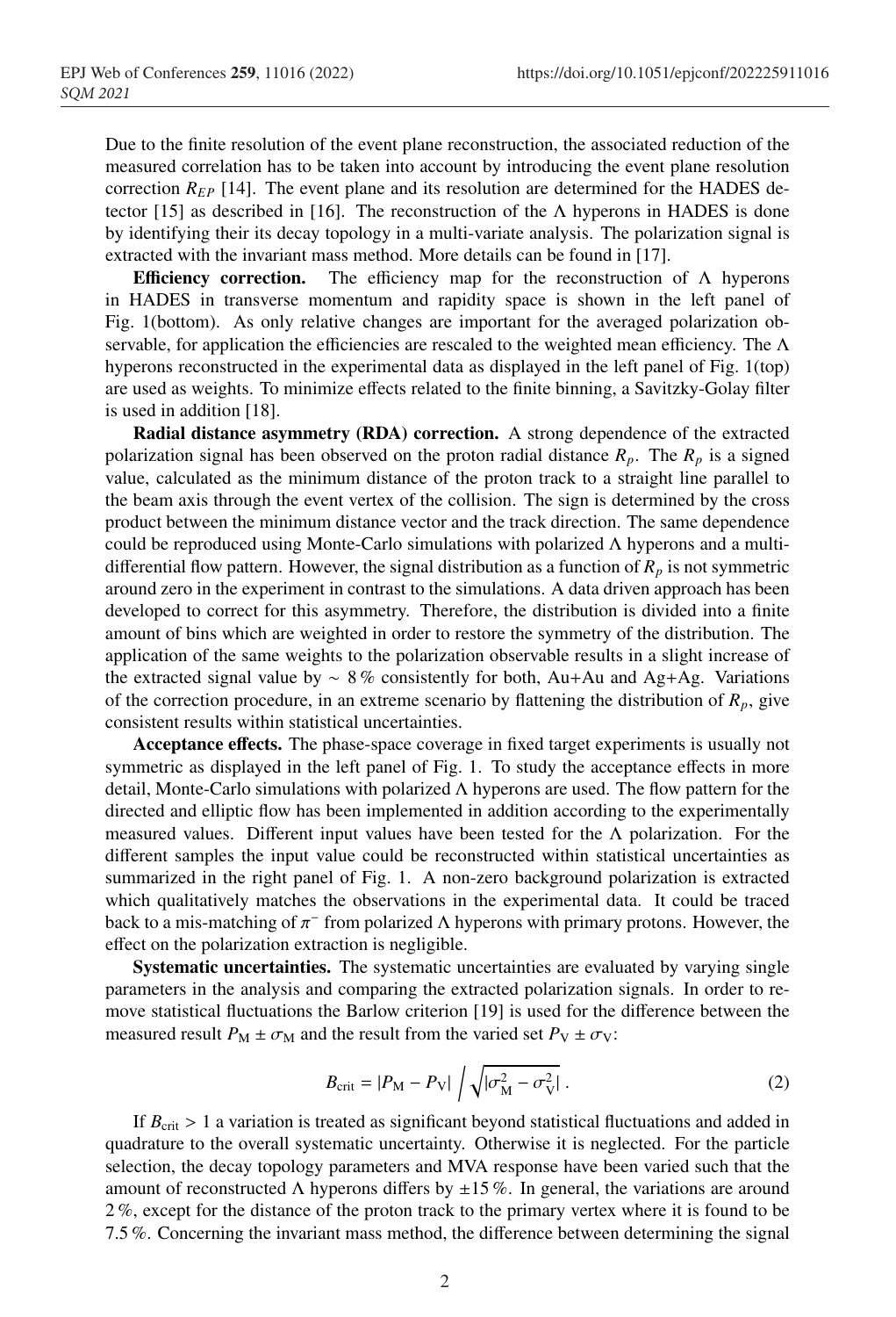Due to the finite resolution of the event plane reconstruction, the associated reduction of the measured correlation has to be taken into account by introducing the event plane resolution correction $R_{EP}$ [14]. The event plane and its resolution are determined for the HADES detector [15] as described in [16]. The reconstruction of the $\Lambda$ hyperons in HADES is done by identifying their its decay topology in a multi-variate analysis. The polarization signal is extracted with the invariant mass method. More details can be found in [17].

**Efficiency correction.** The efficiency map for the reconstruction of $\Lambda$ hyperons in HADES in transverse momentum and rapidity space is shown in the left panel of Fig. 1(bottom). As only relative changes are important for the averaged polarization observable, for application the efficiencies are rescaled to the weighted mean efficiency. The $\Lambda$ hyperons reconstructed in the experimental data as displayed in the left panel of Fig. 1(top) are used as weights. To minimize effects related to the finite binning, a Savitzky-Golay filter is used in addition [18].

**Radial distance asymmetry (RDA) correction.** A strong dependence of the extracted polarization signal has been observed on the proton radial distance $R_p$. The $R_p$ is a signed value, calculated as the minimum distance of the proton track to a straight line parallel to the beam axis through the event vertex of the collision. The sign is determined by the cross product between the minimum distance vector and the track direction. The same dependence could be reproduced using Monte-Carlo simulations with polarized $\Lambda$ hyperons and a multi-differential flow pattern. However, the signal distribution as a function of $R_p$ is not symmetric around zero in the experiment in contrast to the simulations. A data driven approach has been developed to correct for this asymmetry. Therefore, the distribution is divided into a finite amount of bins which are weighted in order to restore the symmetry of the distribution. The application of the same weights to the polarization observable results in a slight increase of the extracted signal value by $\sim 8\,\%$ consistently for both, Au+Au and Ag+Ag. Variations of the correction procedure, in an extreme scenario by flattening the distribution of $R_p$, give consistent results within statistical uncertainties.

**Acceptance effects.** The phase-space coverage in fixed target experiments is usually not symmetric as displayed in the left panel of Fig. 1. To study the acceptance effects in more detail, Monte-Carlo simulations with polarized $\Lambda$ hyperons are used. The flow pattern for the directed and elliptic flow has been implemented in addition according to the experimentally measured values. Different input values have been tested for the $\Lambda$ polarization. For the different samples the input value could be reconstructed within statistical uncertainties as summarized in the right panel of Fig. 1. A non-zero background polarization is extracted which qualitatively matches the observations in the experimental data. It could be traced back to a mis-matching of $\pi^-$ from polarized $\Lambda$ hyperons with primary protons. However, the effect on the polarization extraction is negligible.

**Systematic uncertainties.** The systematic uncertainties are evaluated by varying single parameters in the analysis and comparing the extracted polarization signals. In order to remove statistical fluctuations the Barlow criterion [19] is used for the difference between the measured result $P_{\mathrm{M}} \pm \sigma_{\mathrm{M}}$ and the result from the varied set $P_{\mathrm{V}} \pm \sigma_{\mathrm{V}}$:

$$B_{\mathrm{crit}} = |P_{\mathrm{M}} - P_{\mathrm{V}}| \Bigg/ \sqrt{|\sigma_{\mathrm{M}}^2 - \sigma_{\mathrm{V}}^2|} \,. \tag{2}$$

If $B_{\mathrm{crit}} > 1$ a variation is treated as significant beyond statistical fluctuations and added in quadrature to the overall systematic uncertainty. Otherwise it is neglected. For the particle selection, the decay topology parameters and MVA response have been varied such that the amount of reconstructed $\Lambda$ hyperons differs by $\pm 15\,\%$. In general, the variations are around $2\,\%$, except for the distance of the proton track to the primary vertex where it is found to be $7.5\,\%$. Concerning the invariant mass method, the difference between determining the signal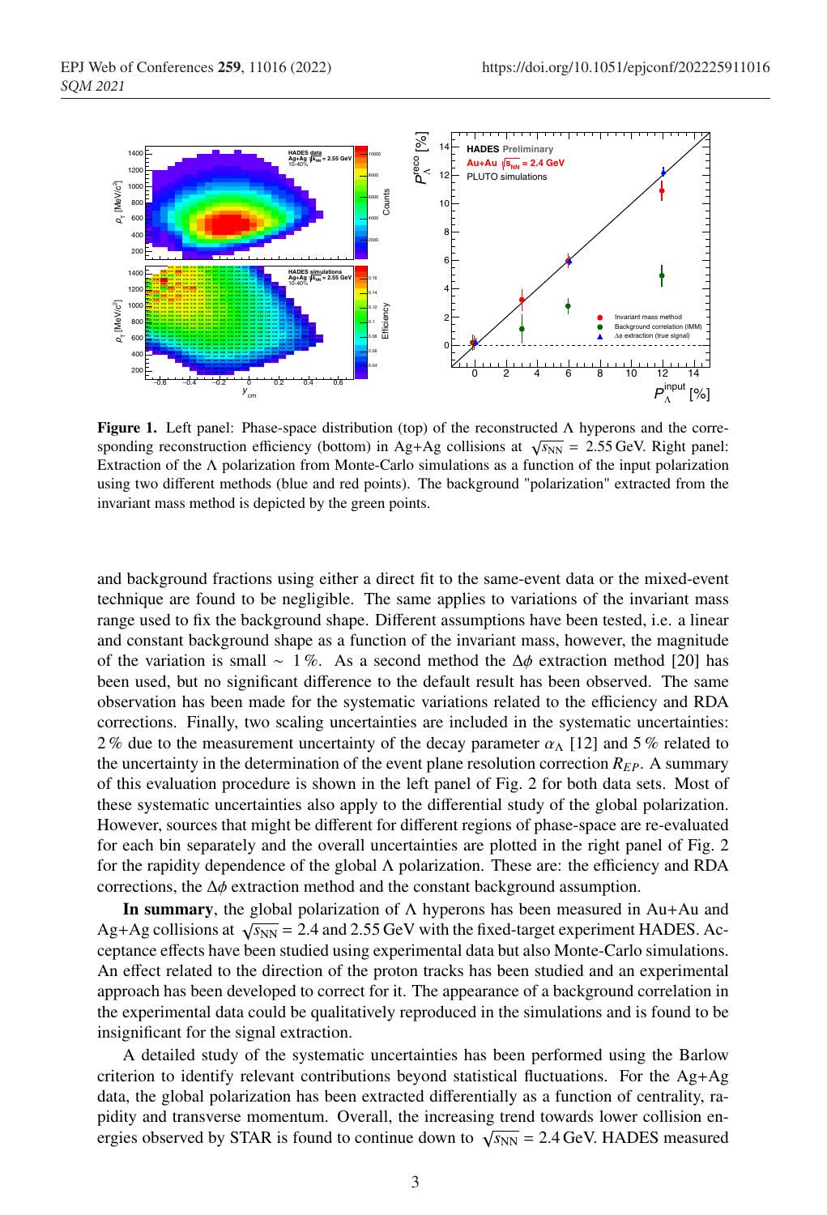**Figure 1.** Left panel: Phase-space distribution (top) of the reconstructed Λ hyperons and the corresponding reconstruction efficiency (bottom) in Ag+Ag collisions at $\sqrt{s_{\rm NN}}$ = 2.55 GeV. Right panel: Extraction of the Λ polarization from Monte-Carlo simulations as a function of the input polarization using two different methods (blue and red points). The background "polarization" extracted from the invariant mass method is depicted by the green points.

and background fractions using either a direct fit to the same-event data or the mixed-event technique are found to be negligible. The same applies to variations of the invariant mass range used to fix the background shape. Different assumptions have been tested, i.e. a linear and constant background shape as a function of the invariant mass, however, the magnitude of the variation is small ∼ 1 %. As a second method the $\Delta\phi$ extraction method [20] has been used, but no significant difference to the default result has been observed. The same observation has been made for the systematic variations related to the efficiency and RDA corrections. Finally, two scaling uncertainties are included in the systematic uncertainties: 2 % due to the measurement uncertainty of the decay parameter $\alpha_\Lambda$ [12] and 5 % related to the uncertainty in the determination of the event plane resolution correction $R_{EP}$. A summary of this evaluation procedure is shown in the left panel of Fig. 2 for both data sets. Most of these systematic uncertainties also apply to the differential study of the global polarization. However, sources that might be different for different regions of phase-space are re-evaluated for each bin separately and the overall uncertainties are plotted in the right panel of Fig. 2 for the rapidity dependence of the global Λ polarization. These are: the efficiency and RDA corrections, the $\Delta\phi$ extraction method and the constant background assumption.

**In summary**, the global polarization of Λ hyperons has been measured in Au+Au and Ag+Ag collisions at $\sqrt{s_{\rm NN}}$ = 2.4 and 2.55 GeV with the fixed-target experiment HADES. Acceptance effects have been studied using experimental data but also Monte-Carlo simulations. An effect related to the direction of the proton tracks has been studied and an experimental approach has been developed to correct for it. The appearance of a background correlation in the experimental data could be qualitatively reproduced in the simulations and is found to be insignificant for the signal extraction.

A detailed study of the systematic uncertainties has been performed using the Barlow criterion to identify relevant contributions beyond statistical fluctuations. For the Ag+Ag data, the global polarization has been extracted differentially as a function of centrality, rapidity and transverse momentum. Overall, the increasing trend towards lower collision energies observed by STAR is found to continue down to $\sqrt{s_{\rm NN}}$ = 2.4 GeV. HADES measured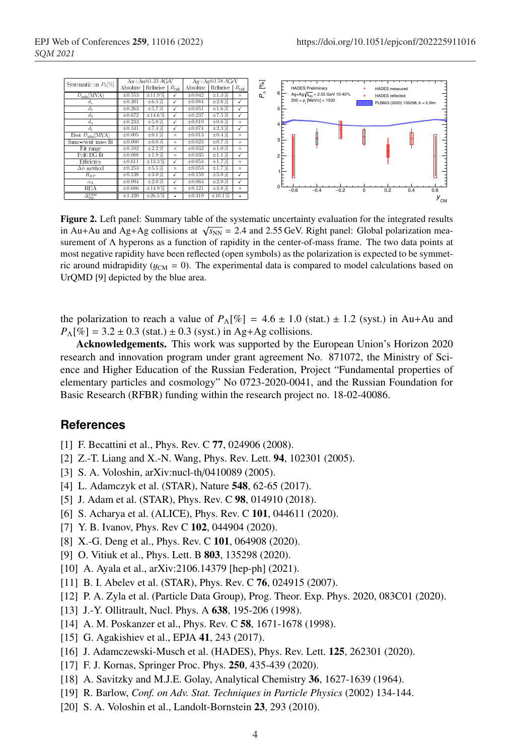| Systematic on $P_\Lambda$[%] | Au+Au@1.23 $A$GeV | | | Ag+Ag@1.58 $A$GeV | | |
|---|---|---|---|---|---|---|
| | Absolute | Relative | $B_{\rm crit}$ | Absolute | Relative | $B_{\rm crit}$ |
| $D_{\rm min}$(MVA) | ±0.553 | ±11.9% | ✓ | ±0.042 | ±1.3% | × |
| $d_\Lambda$ | ±0.301 | ±6.5% | ✓ | ±0.084 | ±2.6% | ✓ |
| $d_1$ | ±0.263 | ±5.7% | ✓ | ±0.051 | ±1.6% | ✓ |
| $d_2$ | ±0.672 | ±14.6% | ✓ | ±0.237 | ±7.5% | ✓ |
| $d_3$ | ±0.233 | ±5.0% | ✓ | ±0.019 | ±0.6% | × |
| $d_4$ | ±0.341 | ±7.4% | ✓ | ±0.074 | ±2.3% | ✓ |
| Best $D_{\rm min}$(MVA) | ±0.005 | ±0.1% | × | ±0.013 | ±0.4% | × |
| Same-event mass fit | ±0.000 | ±0.0% | × | ±0.023 | ±0.7% | × |
| Fit range | ±0.102 | ±2.2% | × | ±0.032 | ±1.0% | × |
| Pol0 BG fit | ±0.088 | ±1.9% | × | ±0.035 | ±1.1% | ✓ |
| Efficiency | ±0.611 | ±13.3% | ✓ | ±0.053 | ±1.7% | × |
| $\Delta\phi$ method | ±0.253 | ±5.5% | × | ±0.053 | ±1.7% | × |
| $R_{EP}$ | ±0.138 | ±3.0% | ✓ | ±0.159 | ±5.0% | ✓ |
| $\alpha_\Lambda$ | ±0.094 | ±2.0% | ✓ | ±0.063 | ±2.0% | ✓ |
| RDA | ±0.686 | ±14.9% | × | ±0.121 | ±3.8% | × |
| $\Delta^{\rm total}_{\rm sys}$ | ±1.220 | ±26.5% | - | ±0.319 | ±10.1% | - |

HADES Preliminary
Ag+Ag $\sqrt{s_{NN}}$ = 2.55 GeV 10-40%
200 < $p_t$ [MeV/c] < 1500
HADES measured
HADES reflected
PLB803 (2020) 135298, b = 5.5fm
$P_\Lambda$ [%]
$y_{\rm CM}$

**Figure 2.** Left panel: Summary table of the systematic uncertainty evaluation for the integrated results in Au+Au and Ag+Ag collisions at $\sqrt{s_{\rm NN}}$ = 2.4 and 2.55 GeV. Right panel: Global polarization measurement of Λ hyperons as a function of rapidity in the center-of-mass frame. The two data points at most negative rapidity have been reflected (open symbols) as the polarization is expected to be symmetric around midrapidity ($y_{\rm CM}$ = 0). The experimental data is compared to model calculations based on UrQMD [9] depicted by the blue area.

the polarization to reach a value of $P_\Lambda[\%] = 4.6 \pm 1.0$ (stat.) ± 1.2 (syst.) in Au+Au and $P_\Lambda[\%] = 3.2 \pm 0.3$ (stat.) ± 0.3 (syst.) in Ag+Ag collisions.

**Acknowledgements.** This work was supported by the European Union's Horizon 2020 research and innovation program under grant agreement No. 871072, the Ministry of Science and Higher Education of the Russian Federation, Project "Fundamental properties of elementary particles and cosmology" No 0723-2020-0041, and the Russian Foundation for Basic Research (RFBR) funding within the research project no. 18-02-40086.

## References

[1] F. Becattini et al., Phys. Rev. C **77**, 024906 (2008).
[2] Z.-T. Liang and X.-N. Wang, Phys. Rev. Lett. **94**, 102301 (2005).
[3] S. A. Voloshin, arXiv:nucl-th/0410089 (2005).
[4] L. Adamczyk et al. (STAR), Nature **548**, 62-65 (2017).
[5] J. Adam et al. (STAR), Phys. Rev. C **98**, 014910 (2018).
[6] S. Acharya et al. (ALICE), Phys. Rev. C **101**, 044611 (2020).
[7] Y. B. Ivanov, Phys. Rev C **102**, 044904 (2020).
[8] X.-G. Deng et al., Phys. Rev. C **101**, 064908 (2020).
[9] O. Vitiuk et al., Phys. Lett. B **803**, 135298 (2020).
[10] A. Ayala et al., arXiv:2106.14379 [hep-ph] (2021).
[11] B. I. Abelev et al. (STAR), Phys. Rev. C **76**, 024915 (2007).
[12] P. A. Zyla et al. (Particle Data Group), Prog. Theor. Exp. Phys. 2020, 083C01 (2020).
[13] J.-Y. Ollitrault, Nucl. Phys. A **638**, 195-206 (1998).
[14] A. M. Poskanzer et al., Phys. Rev. C **58**, 1671-1678 (1998).
[15] G. Agakishiev et al., EPJA **41**, 243 (2017).
[16] J. Adamczewski-Musch et al. (HADES), Phys. Rev. Lett. **125**, 262301 (2020).
[17] F. J. Kornas, Springer Proc. Phys. **250**, 435-439 (2020).
[18] A. Savitzky and M.J.E. Golay, Analytical Chemistry **36**, 1627-1639 (1964).
[19] R. Barlow, *Conf. on Adv. Stat. Techniques in Particle Physics* (2002) 134-144.
[20] S. A. Voloshin et al., Landolt-Bornstein **23**, 293 (2010).